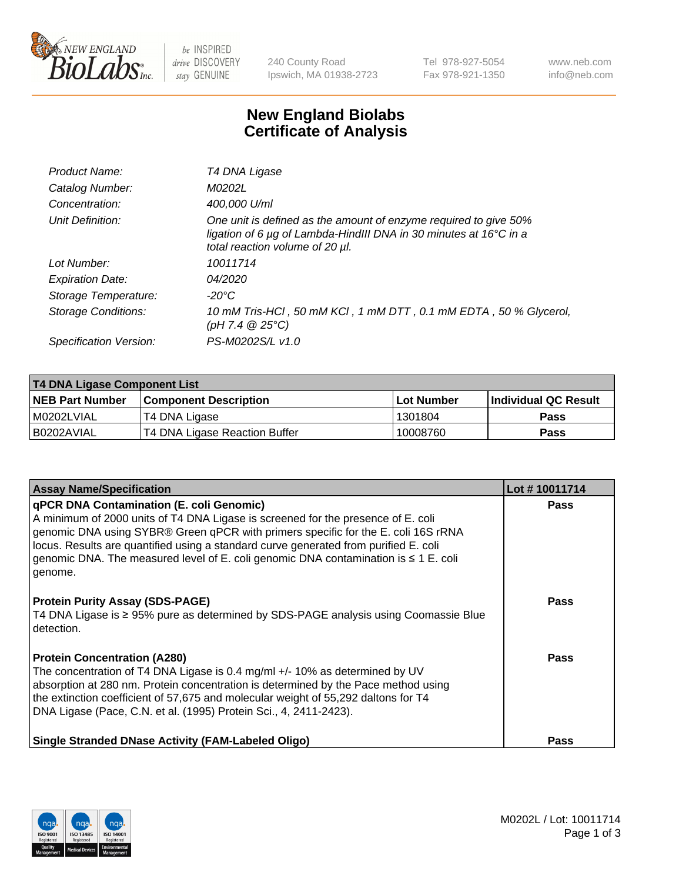# New England Biolabs Certificate of Analysis

| | |
|---|---|
| *Product Name:* | *T4 DNA Ligase* |
| *Catalog Number:* | *M0202L* |
| *Concentration:* | *400,000 U/ml* |
| *Unit Definition:* | *One unit is defined as the amount of enzyme required to give 50% ligation of 6 µg of Lambda-HindIII DNA in 30 minutes at 16°C in a total reaction volume of 20 µl.* |
| *Lot Number:* | *10011714* |
| *Expiration Date:* | *04/2020* |
| *Storage Temperature:* | *-20°C* |
| *Storage Conditions:* | *10 mM Tris-HCl , 50 mM KCl , 1 mM DTT , 0.1 mM EDTA , 50 % Glycerol, (pH 7.4 @ 25°C)* |
| *Specification Version:* | *PS-M0202S/L v1.0* |

| T4 DNA Ligase Component List | | | |
|---|---|---|---|
| **NEB Part Number** | **Component Description** | **Lot Number** | **Individual QC Result** |
| M0202LVIAL | T4 DNA Ligase | 1301804 | **Pass** |
| B0202AVIAL | T4 DNA Ligase Reaction Buffer | 10008760 | **Pass** |

| Assay Name/Specification | Lot # 10011714 |
|---|---|
| **qPCR DNA Contamination (E. coli Genomic)**<br>A minimum of 2000 units of T4 DNA Ligase is screened for the presence of E. coli genomic DNA using SYBR® Green qPCR with primers specific for the E. coli 16S rRNA locus. Results are quantified using a standard curve generated from purified E. coli genomic DNA. The measured level of E. coli genomic DNA contamination is ≤ 1 E. coli genome. | **Pass** |
| **Protein Purity Assay (SDS-PAGE)**<br>T4 DNA Ligase is ≥ 95% pure as determined by SDS-PAGE analysis using Coomassie Blue detection. | **Pass** |
| **Protein Concentration (A280)**<br>The concentration of T4 DNA Ligase is 0.4 mg/ml +/- 10% as determined by UV absorption at 280 nm. Protein concentration is determined by the Pace method using the extinction coefficient of 57,675 and molecular weight of 55,292 daltons for T4 DNA Ligase (Pace, C.N. et al. (1995) Protein Sci., 4, 2411-2423). | **Pass** |
| **Single Stranded DNase Activity (FAM-Labeled Oligo)** | **Pass** |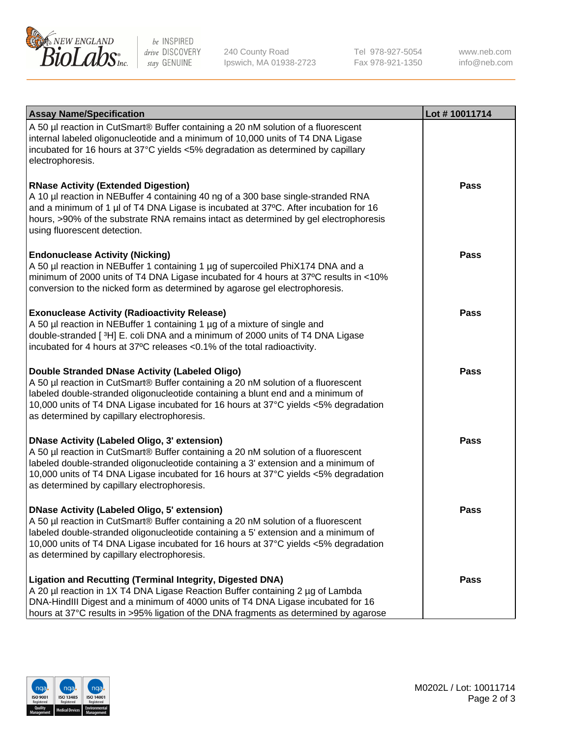| Assay Name/Specification | Lot # 10011714 |
| --- | --- |
| A 50 µl reaction in CutSmart® Buffer containing a 20 nM solution of a fluorescent internal labeled oligonucleotide and a minimum of 10,000 units of T4 DNA Ligase incubated for 16 hours at 37°C yields <5% degradation as determined by capillary electrophoresis. | |
| **RNase Activity (Extended Digestion)**<br>A 10 µl reaction in NEBuffer 4 containing 40 ng of a 300 base single-stranded RNA and a minimum of 1 µl of T4 DNA Ligase is incubated at 37ºC. After incubation for 16 hours, >90% of the substrate RNA remains intact as determined by gel electrophoresis using fluorescent detection. | **Pass** |
| **Endonuclease Activity (Nicking)**<br>A 50 µl reaction in NEBuffer 1 containing 1 µg of supercoiled PhiX174 DNA and a minimum of 2000 units of T4 DNA Ligase incubated for 4 hours at 37ºC results in <10% conversion to the nicked form as determined by agarose gel electrophoresis. | **Pass** |
| **Exonuclease Activity (Radioactivity Release)**<br>A 50 µl reaction in NEBuffer 1 containing 1 µg of a mixture of single and double-stranded [ $^3$H] E. coli DNA and a minimum of 2000 units of T4 DNA Ligase incubated for 4 hours at 37ºC releases <0.1% of the total radioactivity. | **Pass** |
| **Double Stranded DNase Activity (Labeled Oligo)**<br>A 50 µl reaction in CutSmart® Buffer containing a 20 nM solution of a fluorescent labeled double-stranded oligonucleotide containing a blunt end and a minimum of 10,000 units of T4 DNA Ligase incubated for 16 hours at 37°C yields <5% degradation as determined by capillary electrophoresis. | **Pass** |
| **DNase Activity (Labeled Oligo, 3' extension)**<br>A 50 µl reaction in CutSmart® Buffer containing a 20 nM solution of a fluorescent labeled double-stranded oligonucleotide containing a 3' extension and a minimum of 10,000 units of T4 DNA Ligase incubated for 16 hours at 37°C yields <5% degradation as determined by capillary electrophoresis. | **Pass** |
| **DNase Activity (Labeled Oligo, 5' extension)**<br>A 50 µl reaction in CutSmart® Buffer containing a 20 nM solution of a fluorescent labeled double-stranded oligonucleotide containing a 5' extension and a minimum of 10,000 units of T4 DNA Ligase incubated for 16 hours at 37°C yields <5% degradation as determined by capillary electrophoresis. | **Pass** |
| **Ligation and Recutting (Terminal Integrity, Digested DNA)**<br>A 20 µl reaction in 1X T4 DNA Ligase Reaction Buffer containing 2 µg of Lambda DNA-HindIII Digest and a minimum of 4000 units of T4 DNA Ligase incubated for 16 hours at 37°C results in >95% ligation of the DNA fragments as determined by agarose | **Pass** |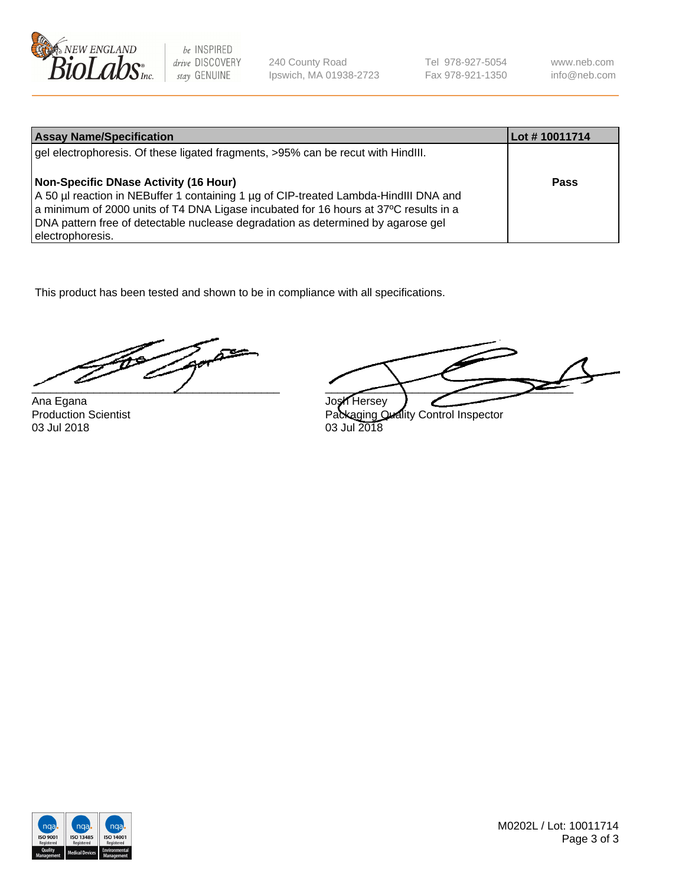| Assay Name/Specification | Lot # 10011714 |
|---|---|
| gel electrophoresis. Of these ligated fragments, >95% can be recut with HindIII. | |
| **Non-Specific DNase Activity (16 Hour)**<br>A 50 µl reaction in NEBuffer 1 containing 1 µg of CIP-treated Lambda-HindIII DNA and a minimum of 2000 units of T4 DNA Ligase incubated for 16 hours at 37ºC results in a DNA pattern free of detectable nuclease degradation as determined by agarose gel electrophoresis. | **Pass** |

This product has been tested and shown to be in compliance with all specifications.

Ana Egana
Production Scientist
03 Jul 2018

Josh Hersey
Packaging Quality Control Inspector
03 Jul 2018

M0202L / Lot: 10011714